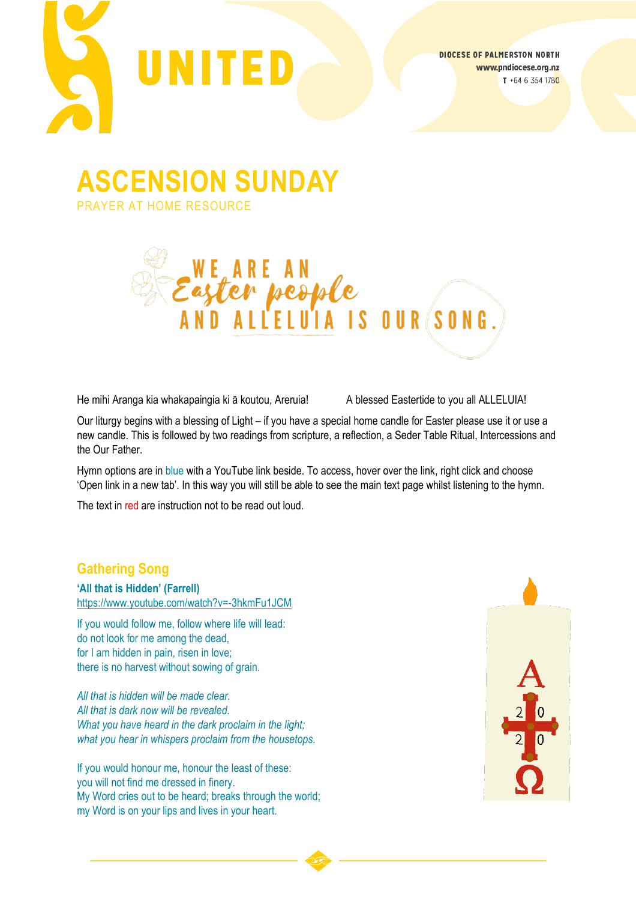UNITED

DIOCESE OF PALMERSTON NORTH
www.pndiocese.org.nz
T +64 6 354 1780

# ASCENSION SUNDAY

PRAYER AT HOME RESOURCE

WE ARE AN *Easter people* AND ALLELUIA IS OUR SONG.

He mihi Aranga kia whakapaingia ki ā koutou, Areruia!

A blessed Eastertide to you all ALLELUIA!

Our liturgy begins with a blessing of Light – if you have a special home candle for Easter please use it or use a new candle. This is followed by two readings from scripture, a reflection, a Seder Table Ritual, Intercessions and the Our Father.

Hymn options are in blue with a YouTube link beside. To access, hover over the link, right click and choose 'Open link in a new tab'. In this way you will still be able to see the main text page whilst listening to the hymn.

The text in red are instruction not to be read out loud.

## Gathering Song

**'All that is Hidden' (Farrell)**
https://www.youtube.com/watch?v=-3hkmFu1JCM

If you would follow me, follow where life will lead:
do not look for me among the dead,
for I am hidden in pain, risen in love;
there is no harvest without sowing of grain.

*All that is hidden will be made clear.*
*All that is dark now will be revealed.*
*What you have heard in the dark proclaim in the light;*
*what you hear in whispers proclaim from the housetops.*

If you would honour me, honour the least of these:
you will not find me dressed in finery.
My Word cries out to be heard; breaks through the world;
my Word is on your lips and lives in your heart.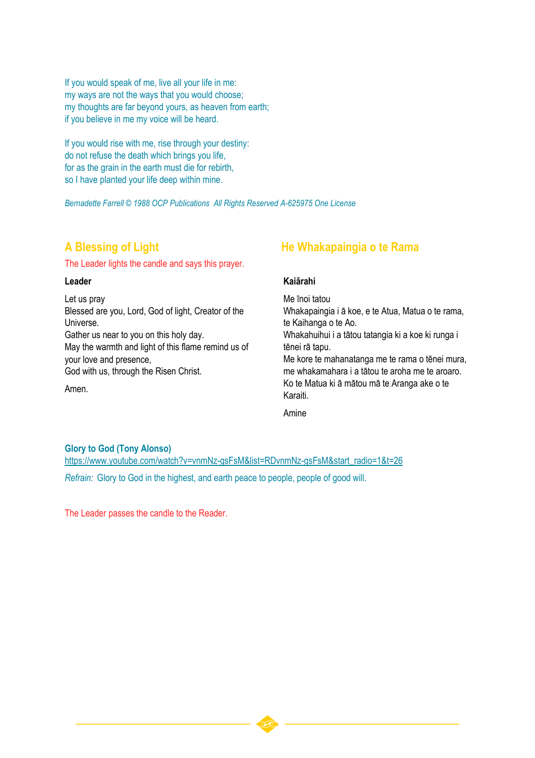If you would speak of me, live all your life in me:
my ways are not the ways that you would choose;
my thoughts are far beyond yours, as heaven from earth;
if you believe in me my voice will be heard.

If you would rise with me, rise through your destiny:
do not refuse the death which brings you life,
for as the grain in the earth must die for rebirth,
so I have planted your life deep within mine.

*Bernadette Farrell © 1988 OCP Publications All Rights Reserved A-625975 One License*

## A Blessing of Light

The Leader lights the candle and says this prayer.

**Leader**

Let us pray
Blessed are you, Lord, God of light, Creator of the Universe.
Gather us near to you on this holy day.
May the warmth and light of this flame remind us of your love and presence,
God with us, through the Risen Christ.

Amen.

## He Whakapaingia o te Rama

**Kaiārahi**

Me īnoi tatou
Whakapaingia i ā koe, e te Atua, Matua o te rama, te Kaihanga o te Ao.
Whakahuihui i a tātou tatangia ki a koe ki runga i tēnei rā tapu.
Me kore te mahanatanga me te rama o tēnei mura, me whakamahara i a tātou te aroha me te aroaro.
Ko te Matua ki ā mātou mā te Aranga ake o te Karaiti.

Amine

**Glory to God (Tony Alonso)**
https://www.youtube.com/watch?v=vnmNz-gsFsM&list=RDvnmNz-gsFsM&start_radio=1&t=26

*Refrain:* Glory to God in the highest, and earth peace to people, people of good will.

The Leader passes the candle to the Reader.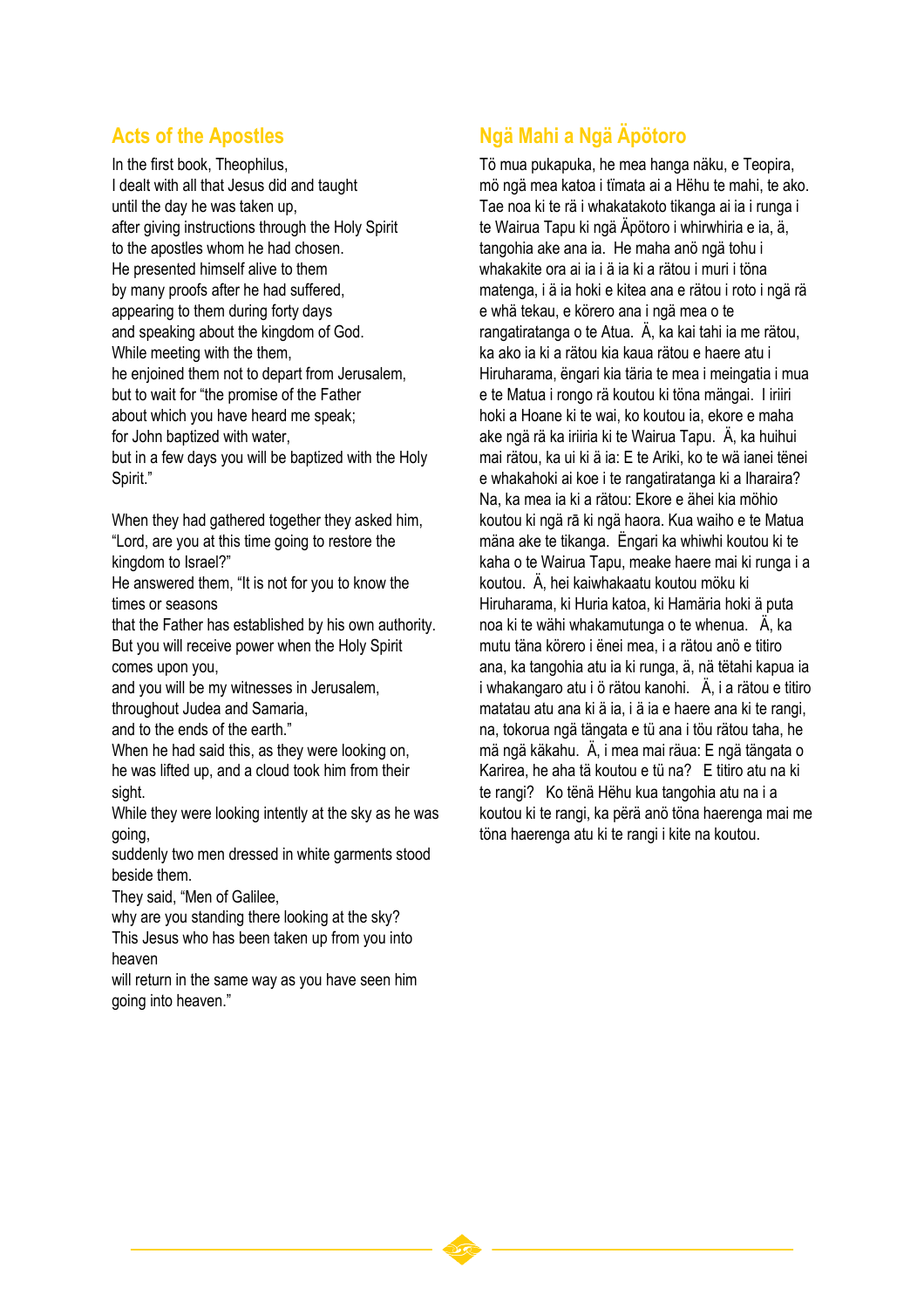## Acts of the Apostles

In the first book, Theophilus,
I dealt with all that Jesus did and taught
until the day he was taken up,
after giving instructions through the Holy Spirit
to the apostles whom he had chosen.
He presented himself alive to them
by many proofs after he had suffered,
appearing to them during forty days
and speaking about the kingdom of God.
While meeting with the them,
he enjoined them not to depart from Jerusalem,
but to wait for "the promise of the Father
about which you have heard me speak;
for John baptized with water,
but in a few days you will be baptized with the Holy Spirit."

When they had gathered together they asked him,
"Lord, are you at this time going to restore the kingdom to Israel?"
He answered them, "It is not for you to know the times or seasons
that the Father has established by his own authority.
But you will receive power when the Holy Spirit comes upon you,
and you will be my witnesses in Jerusalem,
throughout Judea and Samaria,
and to the ends of the earth."
When he had said this, as they were looking on,
he was lifted up, and a cloud took him from their sight.
While they were looking intently at the sky as he was going,
suddenly two men dressed in white garments stood beside them.
They said, "Men of Galilee,
why are you standing there looking at the sky?
This Jesus who has been taken up from you into heaven
will return in the same way as you have seen him going into heaven."

## Ngä Mahi a Ngä Äpötoro

Tö mua pukapuka, he mea hanga näku, e Teopira, mö ngä mea katoa i tïmata ai a Hëhu te mahi, te ako. Tae noa ki te rä i whakatakoto tikanga ai ia i runga i te Wairua Tapu ki ngä Äpötoro i whirwhiria e ia, ä, tangohia ake ana ia. He maha anö ngä tohu i whakakite ora ai ia i ä ia ki a rätou i muri i töna matenga, i ä ia hoki e kitea ana e rätou i roto i ngä rä e whä tekau, e körero ana i ngä mea o te rangatiratanga o te Atua. Ä, ka kai tahi ia me rätou, ka ako ia ki a rätou kia kaua rätou e haere atu i Hiruharama, ëngari kia täria te mea i meingatia i mua e te Matua i rongo rä koutou ki töna mängai. I iriiri hoki a Hoane ki te wai, ko koutou ia, ekore e maha ake ngä rä ka iriiria ki te Wairua Tapu. Ä, ka huihui mai rätou, ka ui ki ä ia: E te Ariki, ko te wä ianei tënei e whakahoki ai koe i te rangatiratanga ki a Iharaira? Na, ka mea ia ki a rätou: Ekore e ähei kia möhio koutou ki ngä rä ki ngä haora. Kua waiho e te Matua mäna ake te tikanga. Ëngari ka whiwhi koutou ki te kaha o te Wairua Tapu, meake haere mai ki runga i a koutou. Ä, hei kaiwhakaatu koutou möku ki Hiruharama, ki Huria katoa, ki Hamäria hoki ä puta noa ki te wähi whakamutunga o te whenua. Ä, ka mutu täna körero i ënei mea, i a rätou anö e titiro ana, ka tangohia atu ia ki runga, ä, nä tëtahi kapua ia i whakangaro atu i ö rätou kanohi. Ä, i a rätou e titiro matatau atu ana ki ä ia, i ä ia e haere ana ki te rangi, na, tokorua ngä tängata e tü ana i töu rätou taha, he mä ngä käkahu. Ä, i mea mai räua: E ngä tängata o Karirea, he aha tä koutou e tü na? E titiro atu na ki te rangi? Ko tënä Hëhu kua tangohia atu na i a koutou ki te rangi, ka përä anö töna haerenga mai me töna haerenga atu ki te rangi i kite na koutou.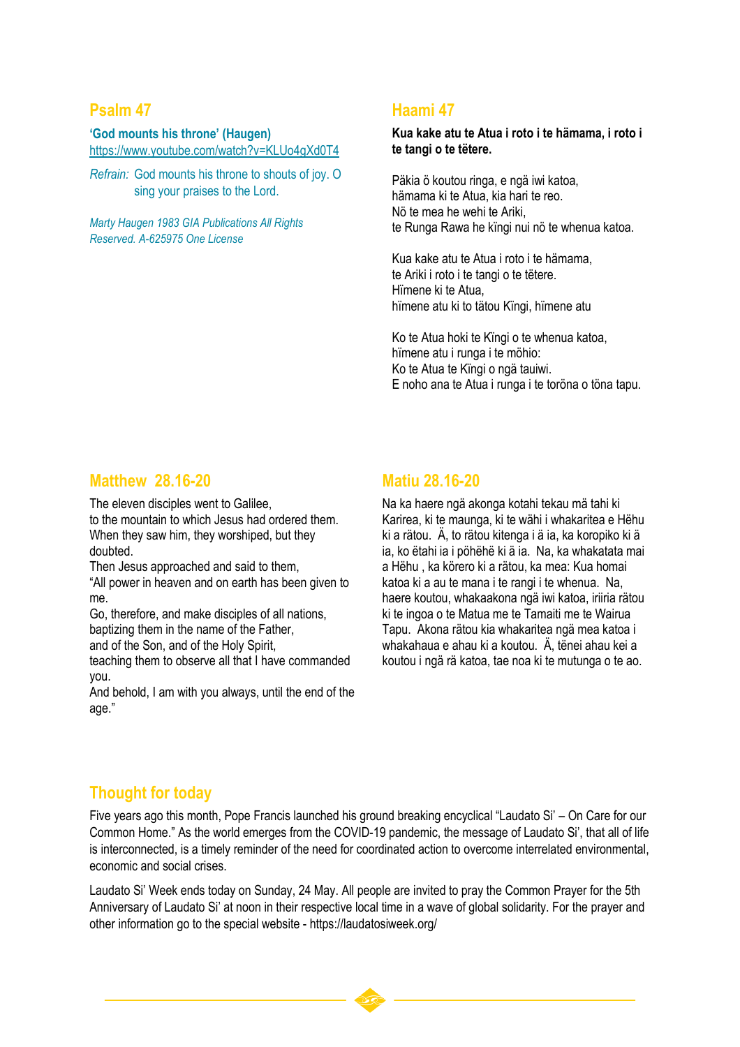## Psalm 47

**‘God mounts his throne’ (Haugen)**
https://www.youtube.com/watch?v=KLUo4gXd0T4

*Refrain:* God mounts his throne to shouts of joy. O sing your praises to the Lord.

*Marty Haugen 1983 GIA Publications All Rights Reserved. A-625975 One License*

## Haami 47

**Kua kake atu te Atua i roto i te hämama, i roto i te tangi o te tëtere.**

Päkia ö koutou ringa, e ngä iwi katoa,
hämama ki te Atua, kia hari te reo.
Nö te mea he wehi te Ariki,
te Runga Rawa he kïngi nui nö te whenua katoa.

Kua kake atu te Atua i roto i te hämama,
te Ariki i roto i te tangi o te tëtere.
Hïmene ki te Atua,
hïmene atu ki to tätou Kïngi, hïmene atu

Ko te Atua hoki te Kïngi o te whenua katoa,
hïmene atu i runga i te möhio:
Ko te Atua te Kïngi o ngä tauiwi.
E noho ana te Atua i runga i te toröna o töna tapu.

## Matthew 28.16-20

The eleven disciples went to Galilee,
to the mountain to which Jesus had ordered them.
When they saw him, they worshiped, but they doubted.
Then Jesus approached and said to them,
“All power in heaven and on earth has been given to me.
Go, therefore, and make disciples of all nations,
baptizing them in the name of the Father,
and of the Son, and of the Holy Spirit,
teaching them to observe all that I have commanded you.
And behold, I am with you always, until the end of the age.”

## Matiu 28.16-20

Na ka haere ngä akonga kotahi tekau mä tahi ki Karirea, ki te maunga, ki te wähi i whakaritea e Hëhu ki a rätou. Ä, to rätou kitenga i ä ia, ka koropiko ki ä ia, ko ëtahi ia i pöhëhë ki ä ia. Na, ka whakatata mai a Hëhu , ka körero ki a rätou, ka mea: Kua homai katoa ki a au te mana i te rangi i te whenua. Na, haere koutou, whakaakona ngä iwi katoa, iriiria rätou ki te ingoa o te Matua me te Tamaiti me te Wairua Tapu. Akona rätou kia whakaritea ngä mea katoa i whakahaua e ahau ki a koutou. Ä, tënei ahau kei a koutou i ngä rä katoa, tae noa ki te mutunga o te ao.

## Thought for today

Five years ago this month, Pope Francis launched his ground breaking encyclical “Laudato Si’ – On Care for our Common Home.” As the world emerges from the COVID-19 pandemic, the message of Laudato Si’, that all of life is interconnected, is a timely reminder of the need for coordinated action to overcome interrelated environmental, economic and social crises.

Laudato Si’ Week ends today on Sunday, 24 May. All people are invited to pray the Common Prayer for the 5th Anniversary of Laudato Si’ at noon in their respective local time in a wave of global solidarity. For the prayer and other information go to the special website - https://laudatosiweek.org/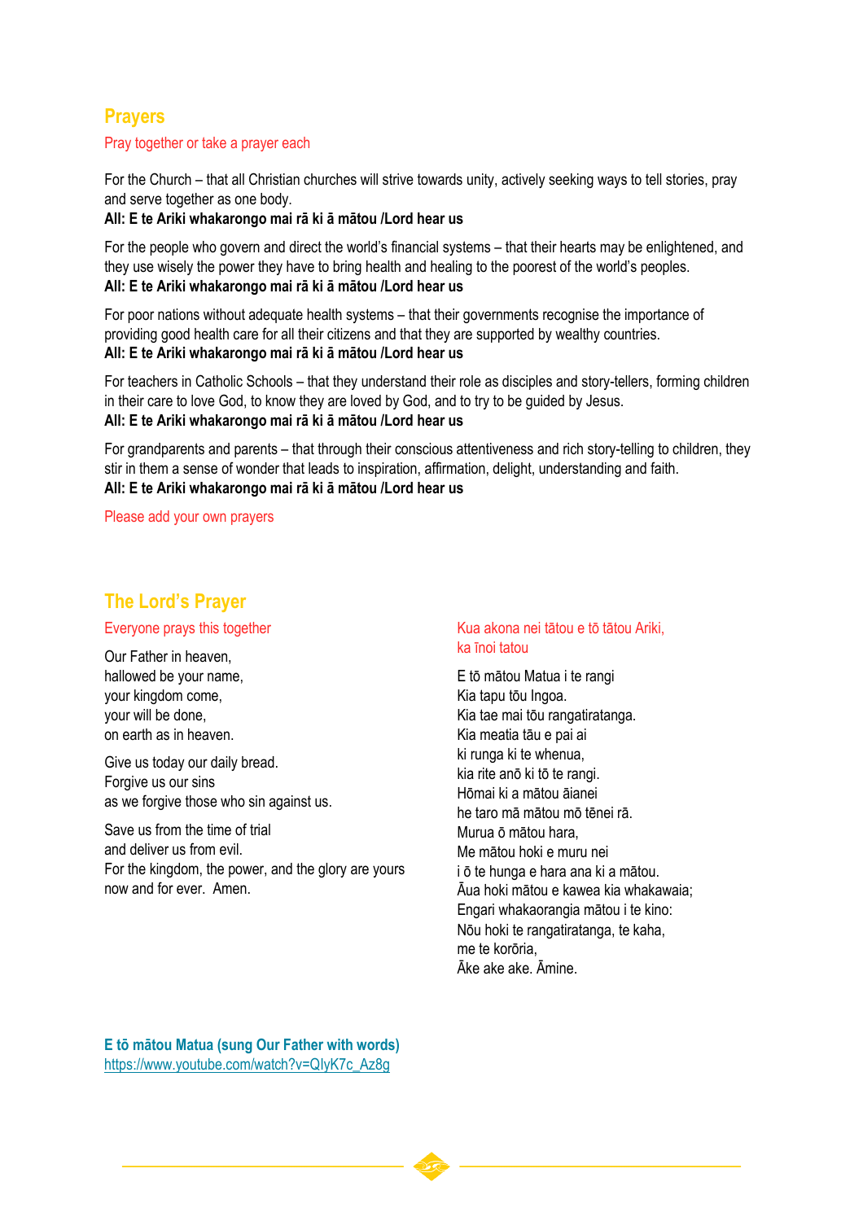## Prayers

Pray together or take a prayer each

For the Church – that all Christian churches will strive towards unity, actively seeking ways to tell stories, pray and serve together as one body.
**All: E te Ariki whakarongo mai rā ki ā mātou /Lord hear us**

For the people who govern and direct the world's financial systems – that their hearts may be enlightened, and they use wisely the power they have to bring health and healing to the poorest of the world's peoples.
**All: E te Ariki whakarongo mai rā ki ā mātou /Lord hear us**

For poor nations without adequate health systems – that their governments recognise the importance of providing good health care for all their citizens and that they are supported by wealthy countries.
**All: E te Ariki whakarongo mai rā ki ā mātou /Lord hear us**

For teachers in Catholic Schools – that they understand their role as disciples and story-tellers, forming children in their care to love God, to know they are loved by God, and to try to be guided by Jesus.
**All: E te Ariki whakarongo mai rā ki ā mātou /Lord hear us**

For grandparents and parents – that through their conscious attentiveness and rich story-telling to children, they stir in them a sense of wonder that leads to inspiration, affirmation, delight, understanding and faith.
**All: E te Ariki whakarongo mai rā ki ā mātou /Lord hear us**

Please add your own prayers

## The Lord's Prayer

Everyone prays this together

Our Father in heaven,
hallowed be your name,
your kingdom come,
your will be done,
on earth as in heaven.

Give us today our daily bread.
Forgive us our sins
as we forgive those who sin against us.

Save us from the time of trial
and deliver us from evil.
For the kingdom, the power, and the glory are yours
now and for ever. Amen.

Kua akona nei tātou e tō tātou Ariki,
ka īnoi tatou

E tō mātou Matua i te rangi
Kia tapu tōu Ingoa.
Kia tae mai tōu rangatiratanga.
Kia meatia tāu e pai ai
ki runga ki te whenua,
kia rite anō ki tō te rangi.
Hōmai ki a mātou āianei
he taro mā mātou mō tēnei rā.
Murua ō mātou hara,
Me mātou hoki e muru nei
i ō te hunga e hara ana ki a mātou.
Āua hoki mātou e kawea kia whakawaia;
Engari whakaorangia mātou i te kino:
Nōu hoki te rangatiratanga, te kaha,
me te korōria,
Āke ake ake. Āmine.

**E tō mātou Matua (sung Our Father with words)**
https://www.youtube.com/watch?v=QIyK7c_Az8g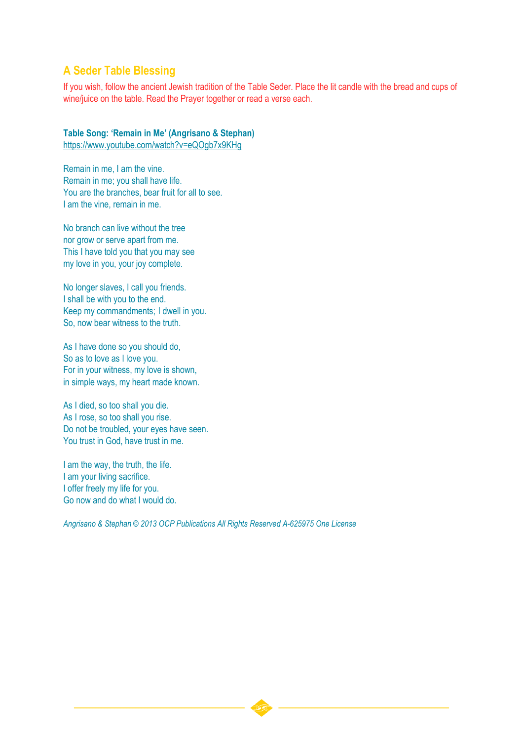## A Seder Table Blessing

If you wish, follow the ancient Jewish tradition of the Table Seder. Place the lit candle with the bread and cups of wine/juice on the table. Read the Prayer together or read a verse each.

**Table Song: 'Remain in Me' (Angrisano & Stephan)**
https://www.youtube.com/watch?v=eQOgb7x9KHg

Remain in me, I am the vine.
Remain in me; you shall have life.
You are the branches, bear fruit for all to see.
I am the vine, remain in me.

No branch can live without the tree
nor grow or serve apart from me.
This I have told you that you may see
my love in you, your joy complete.

No longer slaves, I call you friends.
I shall be with you to the end.
Keep my commandments; I dwell in you.
So, now bear witness to the truth.

As I have done so you should do,
So as to love as I love you.
For in your witness, my love is shown,
in simple ways, my heart made known.

As I died, so too shall you die.
As I rose, so too shall you rise.
Do not be troubled, your eyes have seen.
You trust in God, have trust in me.

I am the way, the truth, the life.
I am your living sacrifice.
I offer freely my life for you.
Go now and do what I would do.

*Angrisano & Stephan © 2013 OCP Publications All Rights Reserved A-625975 One License*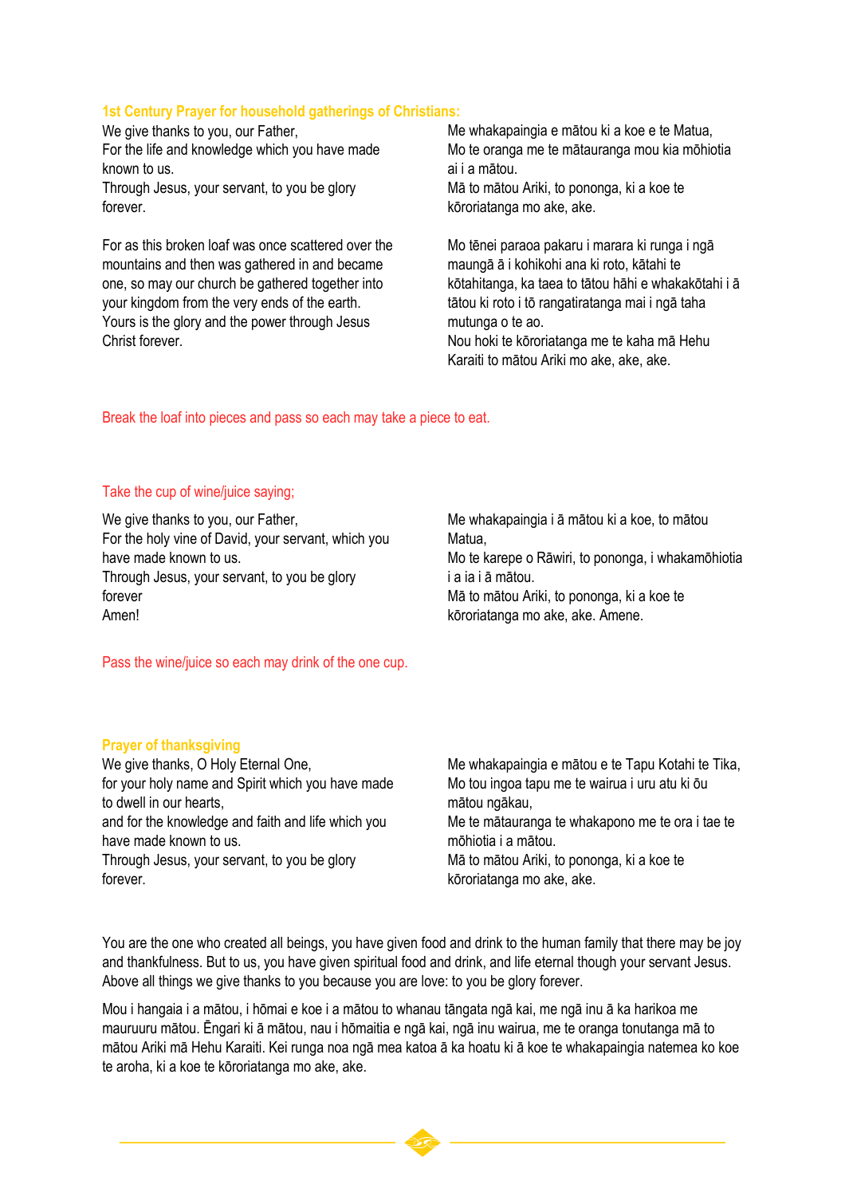### 1st Century Prayer for household gatherings of Christians:

We give thanks to you, our Father,
For the life and knowledge which you have made known to us.
Through Jesus, your servant, to you be glory forever.

For as this broken loaf was once scattered over the mountains and then was gathered in and became one, so may our church be gathered together into your kingdom from the very ends of the earth.
Yours is the glory and the power through Jesus Christ forever.

Me whakapaingia e mātou ki a koe e te Matua,
Mo te oranga me te mātauranga mou kia mōhiotia ai i a mātou.
Mā to mātou Ariki, to pononga, ki a koe te kōroriatanga mo ake, ake.

Mo tēnei paraoa pakaru i marara ki runga i ngā maungā ā i kohikohi ana ki roto, kātahi te kōtahitanga, ka taea to tātou hāhi e whakakōtahi i ā tātou ki roto i tō rangatiratanga mai i ngā taha mutunga o te ao.
Nou hoki te kōroriatanga me te kaha mā Hehu Karaiti to mātou Ariki mo ake, ake, ake.

Break the loaf into pieces and pass so each may take a piece to eat.

Take the cup of wine/juice saying;

We give thanks to you, our Father,
For the holy vine of David, your servant, which you have made known to us.
Through Jesus, your servant, to you be glory forever
Amen!

Me whakapaingia i ā mātou ki a koe, to mātou Matua,
Mo te karepe o Rāwiri, to pononga, i whakamōhiotia i a ia i ā mātou.
Mā to mātou Ariki, to pononga, ki a koe te kōroriatanga mo ake, ake. Amene.

Pass the wine/juice so each may drink of the one cup.

### Prayer of thanksgiving

We give thanks, O Holy Eternal One,
for your holy name and Spirit which you have made to dwell in our hearts,
and for the knowledge and faith and life which you have made known to us.
Through Jesus, your servant, to you be glory forever.

Me whakapaingia e mātou e te Tapu Kotahi te Tika,
Mo tou ingoa tapu me te wairua i uru atu ki ōu mātou ngākau,
Me te mātauranga te whakapono me te ora i tae te mōhiotia i a mātou.
Mā to mātou Ariki, to pononga, ki a koe te kōroriatanga mo ake, ake.

You are the one who created all beings, you have given food and drink to the human family that there may be joy and thankfulness. But to us, you have given spiritual food and drink, and life eternal though your servant Jesus. Above all things we give thanks to you because you are love: to you be glory forever.

Mou i hangaia i a mātou, i hōmai e koe i a mātou to whanau tāngata ngā kai, me ngā inu ā ka harikoa me mauruuru mātou. Ēngari ki ā mātou, nau i hōmaitia e ngā kai, ngā inu wairua, me te oranga tonutanga mā to mātou Ariki mā Hehu Karaiti. Kei runga noa ngā mea katoa ā ka hoatu ki ā koe te whakapaingia natemea ko koe te aroha, ki a koe te kōroriatanga mo ake, ake.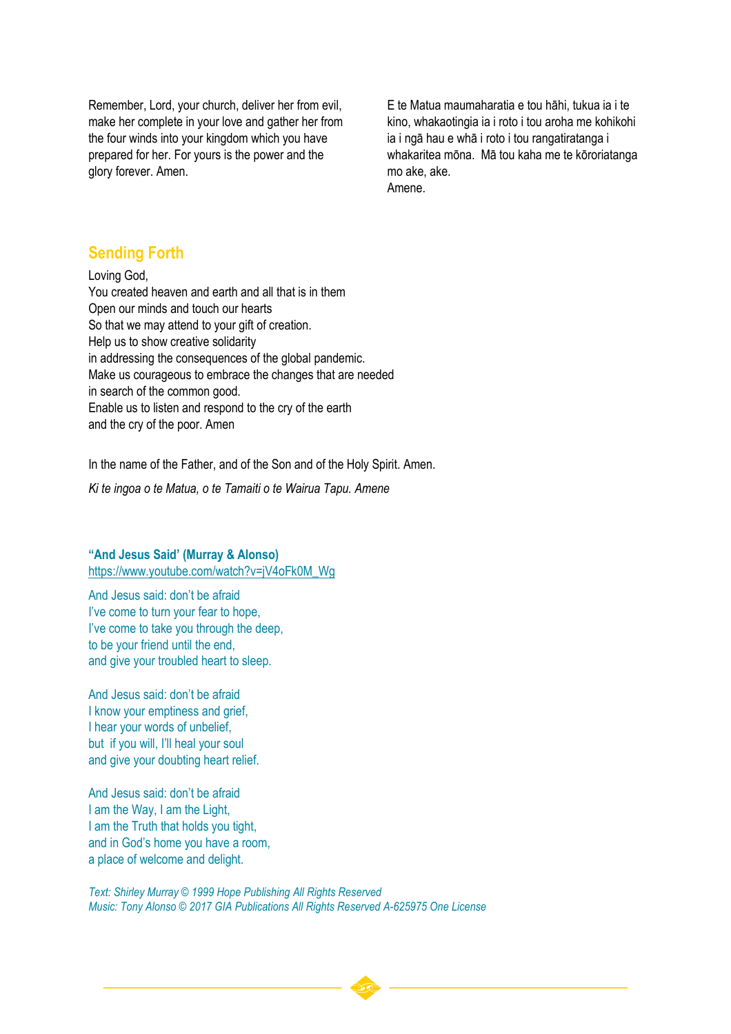Remember, Lord, your church, deliver her from evil, make her complete in your love and gather her from the four winds into your kingdom which you have prepared for her. For yours is the power and the glory forever. Amen.

E te Matua maumaharatia e tou hāhi, tukua ia i te kino, whakaotingia ia i roto i tou aroha me kohikohi ia i ngā hau e whā i roto i tou rangatiratanga i whakaritea mōna. Mā tou kaha me te kōroriatanga mo ake, ake.
Amene.

## Sending Forth

Loving God,
You created heaven and earth and all that is in them
Open our minds and touch our hearts
So that we may attend to your gift of creation.
Help us to show creative solidarity
in addressing the consequences of the global pandemic.
Make us courageous to embrace the changes that are needed
in search of the common good.
Enable us to listen and respond to the cry of the earth
and the cry of the poor. Amen

In the name of the Father, and of the Son and of the Holy Spirit. Amen.

*Ki te ingoa o te Matua, o te Tamaiti o te Wairua Tapu. Amene*

**"And Jesus Said' (Murray & Alonso)**
https://www.youtube.com/watch?v=jV4oFk0M_Wg

And Jesus said: don't be afraid
I've come to turn your fear to hope,
I've come to take you through the deep,
to be your friend until the end,
and give your troubled heart to sleep.

And Jesus said: don't be afraid
I know your emptiness and grief,
I hear your words of unbelief,
but if you will, I'll heal your soul
and give your doubting heart relief.

And Jesus said: don't be afraid
I am the Way, I am the Light,
I am the Truth that holds you tight,
and in God's home you have a room,
a place of welcome and delight.

*Text: Shirley Murray © 1999 Hope Publishing All Rights Reserved*
*Music: Tony Alonso © 2017 GIA Publications All Rights Reserved A-625975 One License*